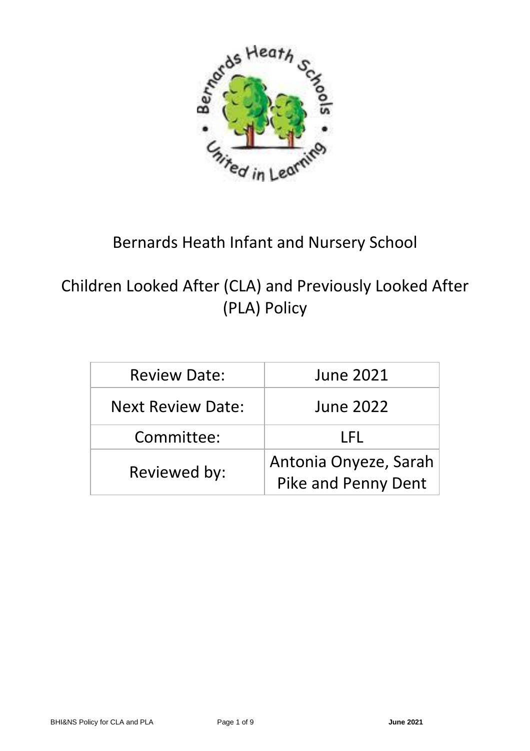# Bernards Heath Infant and Nursery School

## Children Looked After (CLA) and Previously Looked After (PLA) Policy

| Review Date: | June 2021 |
| --- | --- |
| Next Review Date: | June 2022 |
| Committee: | LFL |
| Reviewed by: | Antonia Onyeze, Sarah Pike and Penny Dent |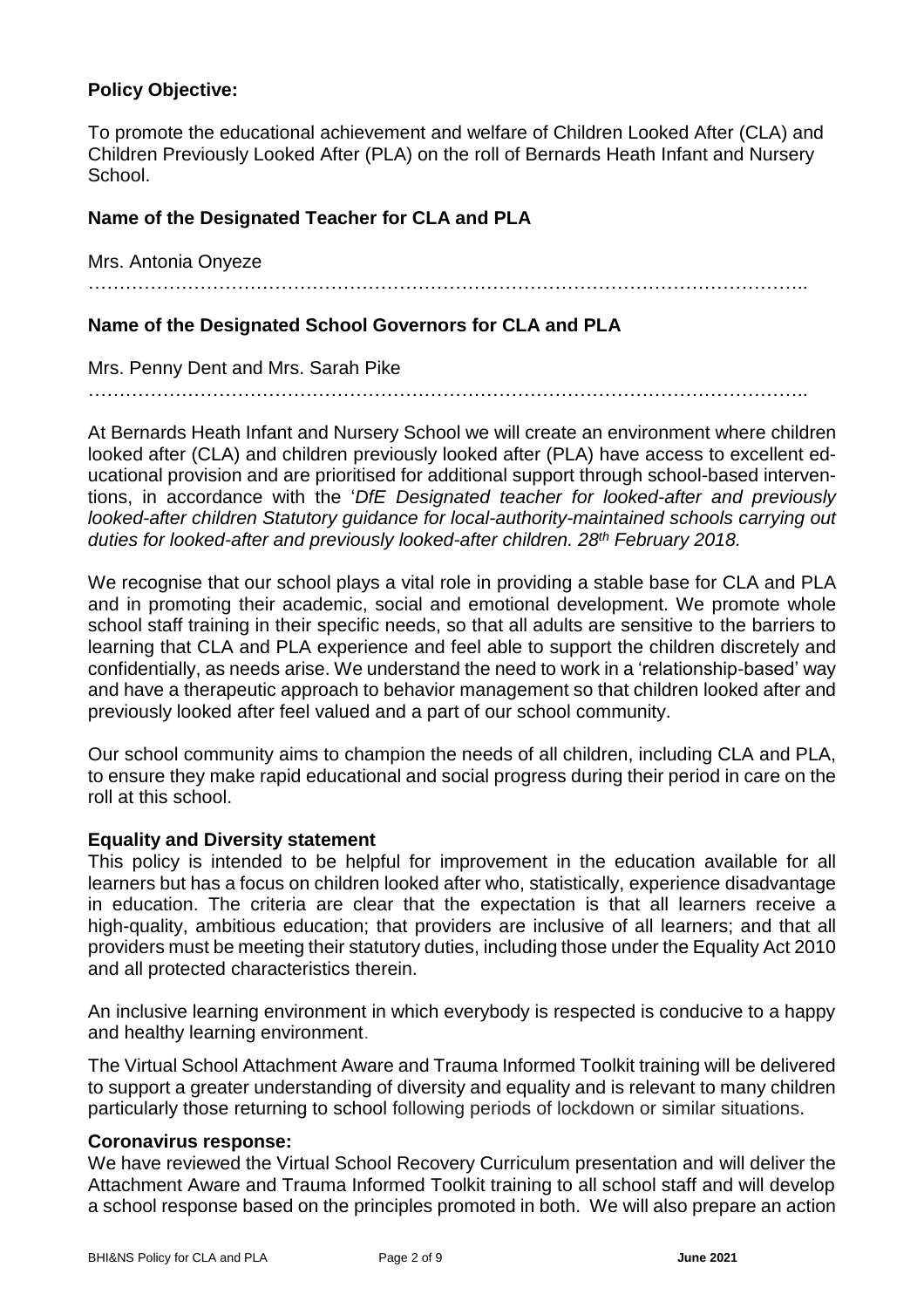**Policy Objective:**

To promote the educational achievement and welfare of Children Looked After (CLA) and Children Previously Looked After (PLA) on the roll of Bernards Heath Infant and Nursery School.

**Name of the Designated Teacher for CLA and PLA**

Mrs. Antonia Onyeze

…………………………………………………………………………………………………..

**Name of the Designated School Governors for CLA and PLA**

Mrs. Penny Dent and Mrs. Sarah Pike

…………………………………………………………………………………………………..

At Bernards Heath Infant and Nursery School we will create an environment where children looked after (CLA) and children previously looked after (PLA) have access to excellent educational provision and are prioritised for additional support through school-based interventions, in accordance with the '*DfE Designated teacher for looked-after and previously looked-after children Statutory guidance for local-authority-maintained schools carrying out duties for looked-after and previously looked-after children. 28th February 2018.*

We recognise that our school plays a vital role in providing a stable base for CLA and PLA and in promoting their academic, social and emotional development. We promote whole school staff training in their specific needs, so that all adults are sensitive to the barriers to learning that CLA and PLA experience and feel able to support the children discretely and confidentially, as needs arise. We understand the need to work in a 'relationship-based' way and have a therapeutic approach to behavior management so that children looked after and previously looked after feel valued and a part of our school community.

Our school community aims to champion the needs of all children, including CLA and PLA, to ensure they make rapid educational and social progress during their period in care on the roll at this school.

**Equality and Diversity statement**

This policy is intended to be helpful for improvement in the education available for all learners but has a focus on children looked after who, statistically, experience disadvantage in education. The criteria are clear that the expectation is that all learners receive a high-quality, ambitious education; that providers are inclusive of all learners; and that all providers must be meeting their statutory duties, including those under the Equality Act 2010 and all protected characteristics therein.

An inclusive learning environment in which everybody is respected is conducive to a happy and healthy learning environment.

The Virtual School Attachment Aware and Trauma Informed Toolkit training will be delivered to support a greater understanding of diversity and equality and is relevant to many children particularly those returning to school following periods of lockdown or similar situations.

**Coronavirus response:**

We have reviewed the Virtual School Recovery Curriculum presentation and will deliver the Attachment Aware and Trauma Informed Toolkit training to all school staff and will develop a school response based on the principles promoted in both. We will also prepare an action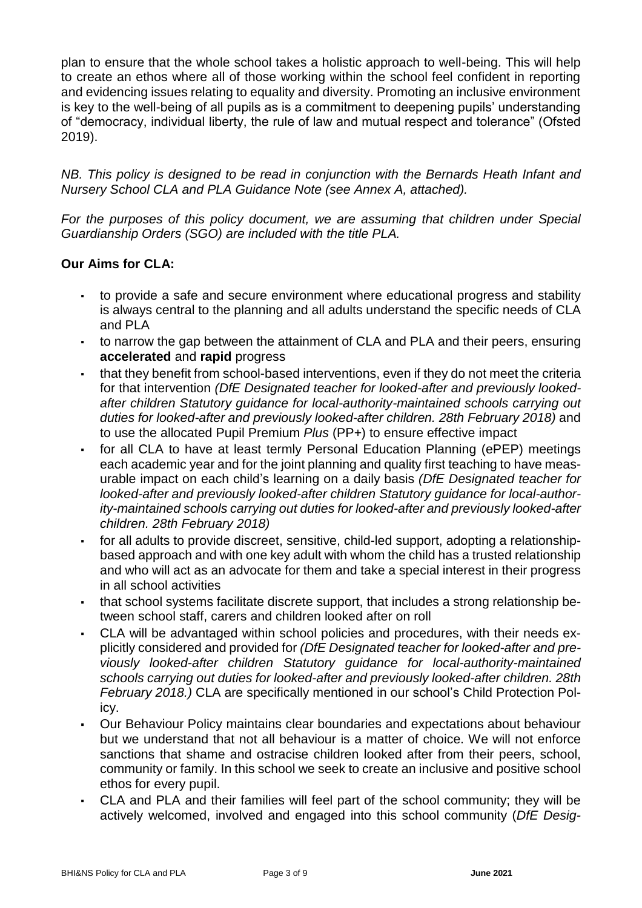plan to ensure that the whole school takes a holistic approach to well-being. This will help to create an ethos where all of those working within the school feel confident in reporting and evidencing issues relating to equality and diversity. Promoting an inclusive environment is key to the well-being of all pupils as is a commitment to deepening pupils' understanding of "democracy, individual liberty, the rule of law and mutual respect and tolerance" (Ofsted 2019).

*NB. This policy is designed to be read in conjunction with the Bernards Heath Infant and Nursery School CLA and PLA Guidance Note (see Annex A, attached).*

*For the purposes of this policy document, we are assuming that children under Special Guardianship Orders (SGO) are included with the title PLA.*

**Our Aims for CLA:**

- to provide a safe and secure environment where educational progress and stability is always central to the planning and all adults understand the specific needs of CLA and PLA
- to narrow the gap between the attainment of CLA and PLA and their peers, ensuring **accelerated** and **rapid** progress
- that they benefit from school-based interventions, even if they do not meet the criteria for that intervention *(DfE Designated teacher for looked-after and previously looked-after children Statutory guidance for local-authority-maintained schools carrying out duties for looked-after and previously looked-after children. 28th February 2018)* and to use the allocated Pupil Premium *Plus* (PP+) to ensure effective impact
- for all CLA to have at least termly Personal Education Planning (ePEP) meetings each academic year and for the joint planning and quality first teaching to have measurable impact on each child's learning on a daily basis *(DfE Designated teacher for looked-after and previously looked-after children Statutory guidance for local-authority-maintained schools carrying out duties for looked-after and previously looked-after children. 28th February 2018)*
- for all adults to provide discreet, sensitive, child-led support, adopting a relationship-based approach and with one key adult with whom the child has a trusted relationship and who will act as an advocate for them and take a special interest in their progress in all school activities
- that school systems facilitate discrete support, that includes a strong relationship between school staff, carers and children looked after on roll
- CLA will be advantaged within school policies and procedures, with their needs explicitly considered and provided for *(DfE Designated teacher for looked-after and previously looked-after children Statutory guidance for local-authority-maintained schools carrying out duties for looked-after and previously looked-after children. 28th February 2018.)* CLA are specifically mentioned in our school's Child Protection Policy.
- Our Behaviour Policy maintains clear boundaries and expectations about behaviour but we understand that not all behaviour is a matter of choice. We will not enforce sanctions that shame and ostracise children looked after from their peers, school, community or family. In this school we seek to create an inclusive and positive school ethos for every pupil.
- CLA and PLA and their families will feel part of the school community; they will be actively welcomed, involved and engaged into this school community (*DfE Desig-*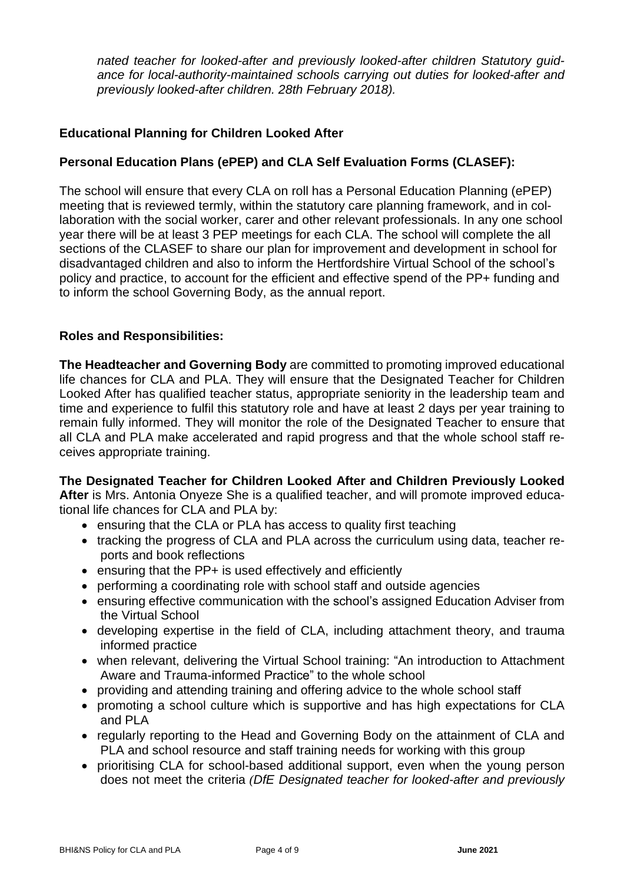*nated teacher for looked-after and previously looked-after children Statutory guidance for local-authority-maintained schools carrying out duties for looked-after and previously looked-after children. 28th February 2018).*

**Educational Planning for Children Looked After**

**Personal Education Plans (ePEP) and CLA Self Evaluation Forms (CLASEF):**

The school will ensure that every CLA on roll has a Personal Education Planning (ePEP) meeting that is reviewed termly, within the statutory care planning framework, and in collaboration with the social worker, carer and other relevant professionals. In any one school year there will be at least 3 PEP meetings for each CLA. The school will complete the all sections of the CLASEF to share our plan for improvement and development in school for disadvantaged children and also to inform the Hertfordshire Virtual School of the school's policy and practice, to account for the efficient and effective spend of the PP+ funding and to inform the school Governing Body, as the annual report.

**Roles and Responsibilities:**

**The Headteacher and Governing Body** are committed to promoting improved educational life chances for CLA and PLA. They will ensure that the Designated Teacher for Children Looked After has qualified teacher status, appropriate seniority in the leadership team and time and experience to fulfil this statutory role and have at least 2 days per year training to remain fully informed. They will monitor the role of the Designated Teacher to ensure that all CLA and PLA make accelerated and rapid progress and that the whole school staff receives appropriate training.

**The Designated Teacher for Children Looked After and Children Previously Looked After** is Mrs. Antonia Onyeze She is a qualified teacher, and will promote improved educational life chances for CLA and PLA by:

- ensuring that the CLA or PLA has access to quality first teaching
- tracking the progress of CLA and PLA across the curriculum using data, teacher reports and book reflections
- ensuring that the PP+ is used effectively and efficiently
- performing a coordinating role with school staff and outside agencies
- ensuring effective communication with the school's assigned Education Adviser from the Virtual School
- developing expertise in the field of CLA, including attachment theory, and trauma informed practice
- when relevant, delivering the Virtual School training: "An introduction to Attachment Aware and Trauma-informed Practice" to the whole school
- providing and attending training and offering advice to the whole school staff
- promoting a school culture which is supportive and has high expectations for CLA and PLA
- regularly reporting to the Head and Governing Body on the attainment of CLA and PLA and school resource and staff training needs for working with this group
- prioritising CLA for school-based additional support, even when the young person does not meet the criteria *(DfE Designated teacher for looked-after and previously*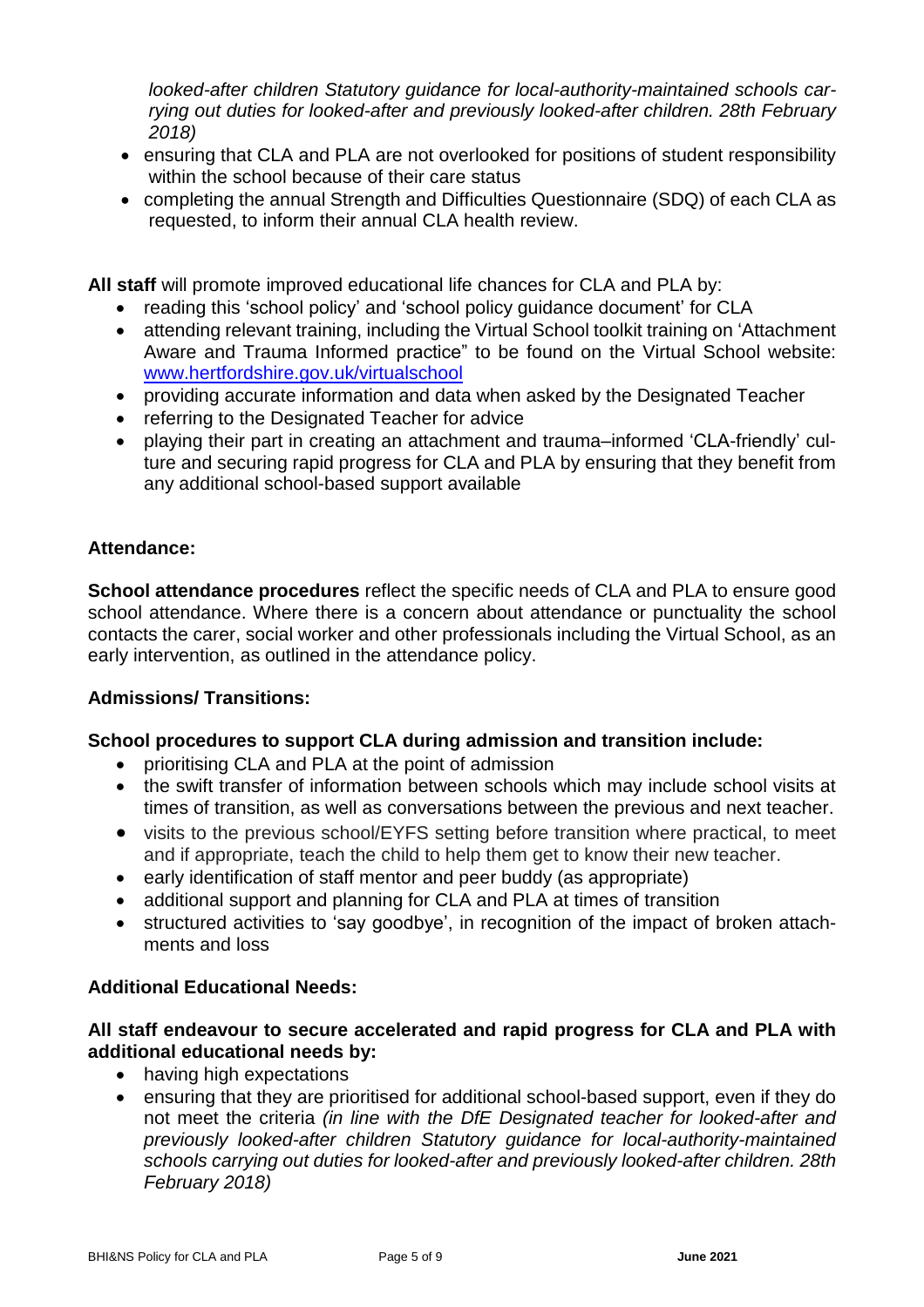*looked-after children Statutory guidance for local-authority-maintained schools carrying out duties for looked-after and previously looked-after children. 28th February 2018)*

- ensuring that CLA and PLA are not overlooked for positions of student responsibility within the school because of their care status
- completing the annual Strength and Difficulties Questionnaire (SDQ) of each CLA as requested, to inform their annual CLA health review.

**All staff** will promote improved educational life chances for CLA and PLA by:

- reading this 'school policy' and 'school policy guidance document' for CLA
- attending relevant training, including the Virtual School toolkit training on 'Attachment Aware and Trauma Informed practice" to be found on the Virtual School website: [www.hertfordshire.gov.uk/virtualschool](http://www.hertfordshire.gov.uk/virtualschool)
- providing accurate information and data when asked by the Designated Teacher
- referring to the Designated Teacher for advice
- playing their part in creating an attachment and trauma–informed 'CLA-friendly' culture and securing rapid progress for CLA and PLA by ensuring that they benefit from any additional school-based support available

**Attendance:**

**School attendance procedures** reflect the specific needs of CLA and PLA to ensure good school attendance. Where there is a concern about attendance or punctuality the school contacts the carer, social worker and other professionals including the Virtual School, as an early intervention, as outlined in the attendance policy.

**Admissions/ Transitions:**

**School procedures to support CLA during admission and transition include:**

- prioritising CLA and PLA at the point of admission
- the swift transfer of information between schools which may include school visits at times of transition, as well as conversations between the previous and next teacher.
- visits to the previous school/EYFS setting before transition where practical, to meet and if appropriate, teach the child to help them get to know their new teacher.
- early identification of staff mentor and peer buddy (as appropriate)
- additional support and planning for CLA and PLA at times of transition
- structured activities to 'say goodbye', in recognition of the impact of broken attachments and loss

**Additional Educational Needs:**

**All staff endeavour to secure accelerated and rapid progress for CLA and PLA with additional educational needs by:**

- having high expectations
- ensuring that they are prioritised for additional school-based support, even if they do not meet the criteria *(in line with the DfE Designated teacher for looked-after and previously looked-after children Statutory guidance for local-authority-maintained schools carrying out duties for looked-after and previously looked-after children. 28th February 2018)*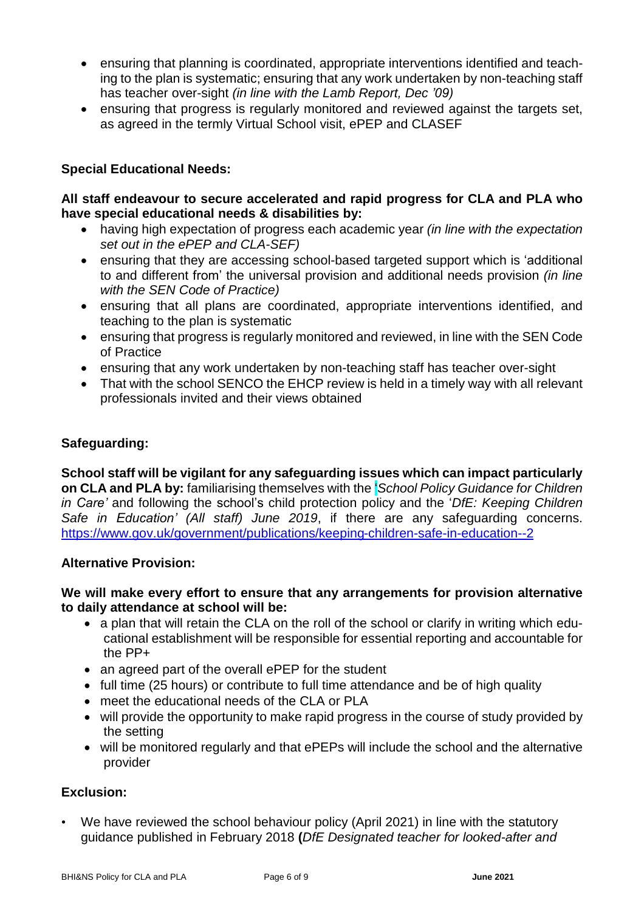- ensuring that planning is coordinated, appropriate interventions identified and teaching to the plan is systematic; ensuring that any work undertaken by non-teaching staff has teacher over-sight *(in line with the Lamb Report, Dec '09)*
- ensuring that progress is regularly monitored and reviewed against the targets set, as agreed in the termly Virtual School visit, ePEP and CLASEF

**Special Educational Needs:**

**All staff endeavour to secure accelerated and rapid progress for CLA and PLA who have special educational needs & disabilities by:**

- having high expectation of progress each academic year *(in line with the expectation set out in the ePEP and CLA-SEF)*
- ensuring that they are accessing school-based targeted support which is 'additional to and different from' the universal provision and additional needs provision *(in line with the SEN Code of Practice)*
- ensuring that all plans are coordinated, appropriate interventions identified, and teaching to the plan is systematic
- ensuring that progress is regularly monitored and reviewed, in line with the SEN Code of Practice
- ensuring that any work undertaken by non-teaching staff has teacher over-sight
- That with the school SENCO the EHCP review is held in a timely way with all relevant professionals invited and their views obtained

**Safeguarding:**

**School staff will be vigilant for any safeguarding issues which can impact particularly on CLA and PLA by:** familiarising themselves with the '*School Policy Guidance for Children in Care'* and following the school's child protection policy and the '*DfE: Keeping Children Safe in Education' (All staff) June 2019*, if there are any safeguarding concerns. https://www.gov.uk/government/publications/keeping-children-safe-in-education--2

**Alternative Provision:**

**We will make every effort to ensure that any arrangements for provision alternative to daily attendance at school will be:**

- a plan that will retain the CLA on the roll of the school or clarify in writing which educational establishment will be responsible for essential reporting and accountable for the PP+
- an agreed part of the overall ePEP for the student
- full time (25 hours) or contribute to full time attendance and be of high quality
- meet the educational needs of the CLA or PLA
- will provide the opportunity to make rapid progress in the course of study provided by the setting
- will be monitored regularly and that ePEPs will include the school and the alternative provider

**Exclusion:**

- We have reviewed the school behaviour policy (April 2021) in line with the statutory guidance published in February 2018 **(***DfE Designated teacher for looked-after and*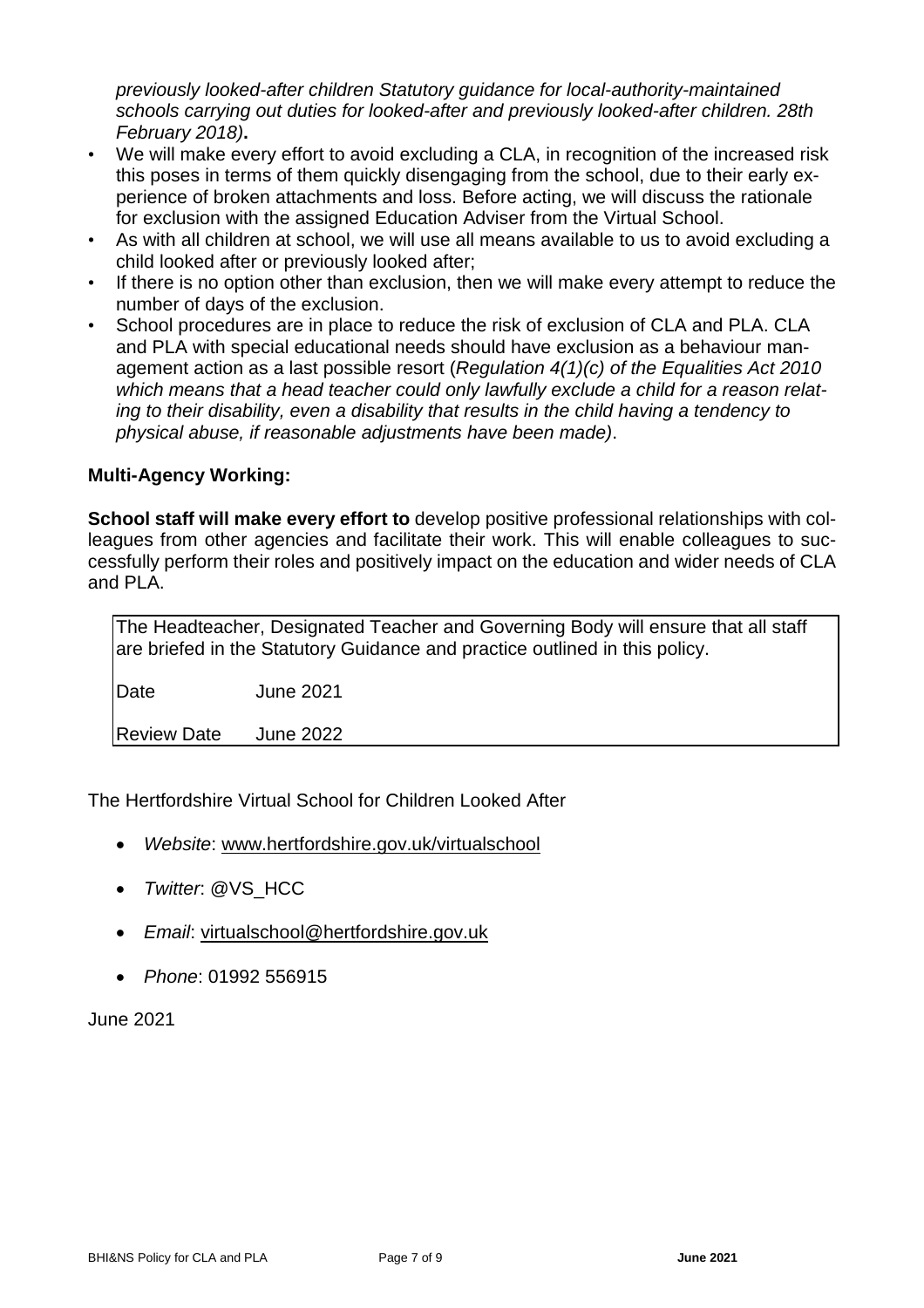*previously looked-after children Statutory guidance for local-authority-maintained schools carrying out duties for looked-after and previously looked-after children. 28th February 2018)***.**

- We will make every effort to avoid excluding a CLA, in recognition of the increased risk this poses in terms of them quickly disengaging from the school, due to their early experience of broken attachments and loss. Before acting, we will discuss the rationale for exclusion with the assigned Education Adviser from the Virtual School.
- As with all children at school, we will use all means available to us to avoid excluding a child looked after or previously looked after;
- If there is no option other than exclusion, then we will make every attempt to reduce the number of days of the exclusion.
- School procedures are in place to reduce the risk of exclusion of CLA and PLA. CLA and PLA with special educational needs should have exclusion as a behaviour management action as a last possible resort (*Regulation 4(1)(c) of the Equalities Act 2010 which means that a head teacher could only lawfully exclude a child for a reason relating to their disability, even a disability that results in the child having a tendency to physical abuse, if reasonable adjustments have been made)*.

**Multi-Agency Working:**

**School staff will make every effort to** develop positive professional relationships with colleagues from other agencies and facilitate their work. This will enable colleagues to successfully perform their roles and positively impact on the education and wider needs of CLA and PLA.

The Headteacher, Designated Teacher and Governing Body will ensure that all staff are briefed in the Statutory Guidance and practice outlined in this policy.

| Date | June 2021 |
|---|---|
| Review Date | June 2022 |

The Hertfordshire Virtual School for Children Looked After

- *Website*: www.hertfordshire.gov.uk/virtualschool
- *Twitter*: @VS_HCC
- *Email*: virtualschool@hertfordshire.gov.uk
- *Phone*: 01992 556915

June 2021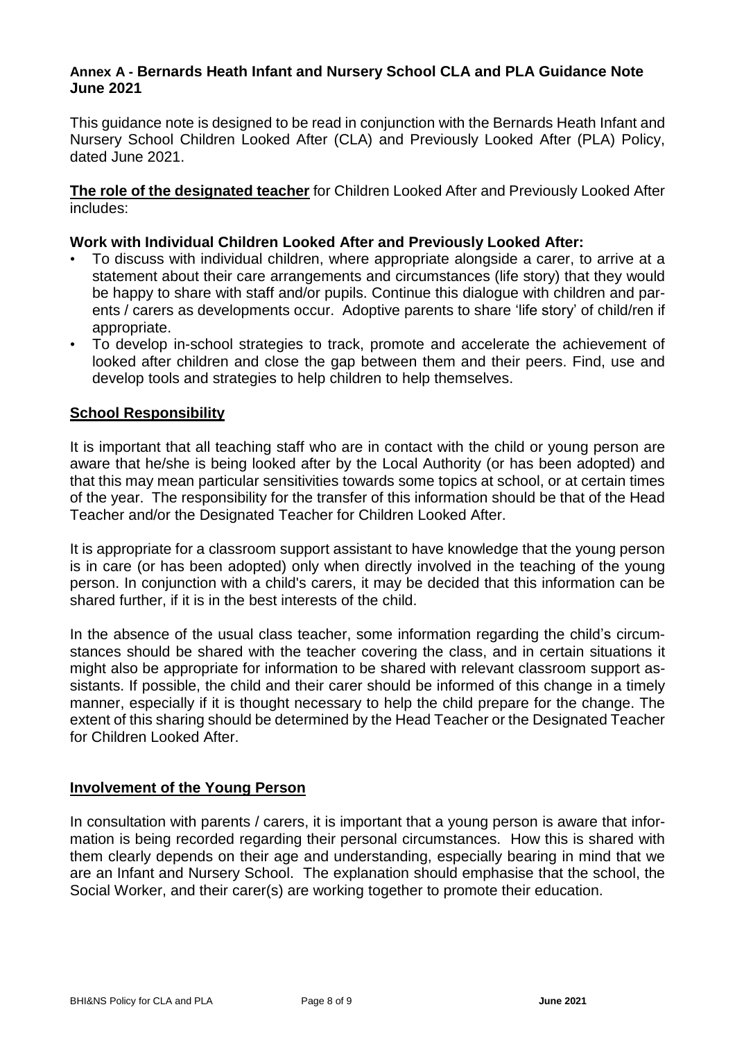### Annex A - Bernards Heath Infant and Nursery School CLA and PLA Guidance Note June 2021

This guidance note is designed to be read in conjunction with the Bernards Heath Infant and Nursery School Children Looked After (CLA) and Previously Looked After (PLA) Policy, dated June 2021.

**The role of the designated teacher** for Children Looked After and Previously Looked After includes:

**Work with Individual Children Looked After and Previously Looked After:**

- To discuss with individual children, where appropriate alongside a carer, to arrive at a statement about their care arrangements and circumstances (life story) that they would be happy to share with staff and/or pupils. Continue this dialogue with children and parents / carers as developments occur. Adoptive parents to share 'life story' of child/ren if appropriate.
- To develop in-school strategies to track, promote and accelerate the achievement of looked after children and close the gap between them and their peers. Find, use and develop tools and strategies to help children to help themselves.

**School Responsibility**

It is important that all teaching staff who are in contact with the child or young person are aware that he/she is being looked after by the Local Authority (or has been adopted) and that this may mean particular sensitivities towards some topics at school, or at certain times of the year. The responsibility for the transfer of this information should be that of the Head Teacher and/or the Designated Teacher for Children Looked After.

It is appropriate for a classroom support assistant to have knowledge that the young person is in care (or has been adopted) only when directly involved in the teaching of the young person. In conjunction with a child's carers, it may be decided that this information can be shared further, if it is in the best interests of the child.

In the absence of the usual class teacher, some information regarding the child's circumstances should be shared with the teacher covering the class, and in certain situations it might also be appropriate for information to be shared with relevant classroom support assistants. If possible, the child and their carer should be informed of this change in a timely manner, especially if it is thought necessary to help the child prepare for the change. The extent of this sharing should be determined by the Head Teacher or the Designated Teacher for Children Looked After.

**Involvement of the Young Person**

In consultation with parents / carers, it is important that a young person is aware that information is being recorded regarding their personal circumstances. How this is shared with them clearly depends on their age and understanding, especially bearing in mind that we are an Infant and Nursery School. The explanation should emphasise that the school, the Social Worker, and their carer(s) are working together to promote their education.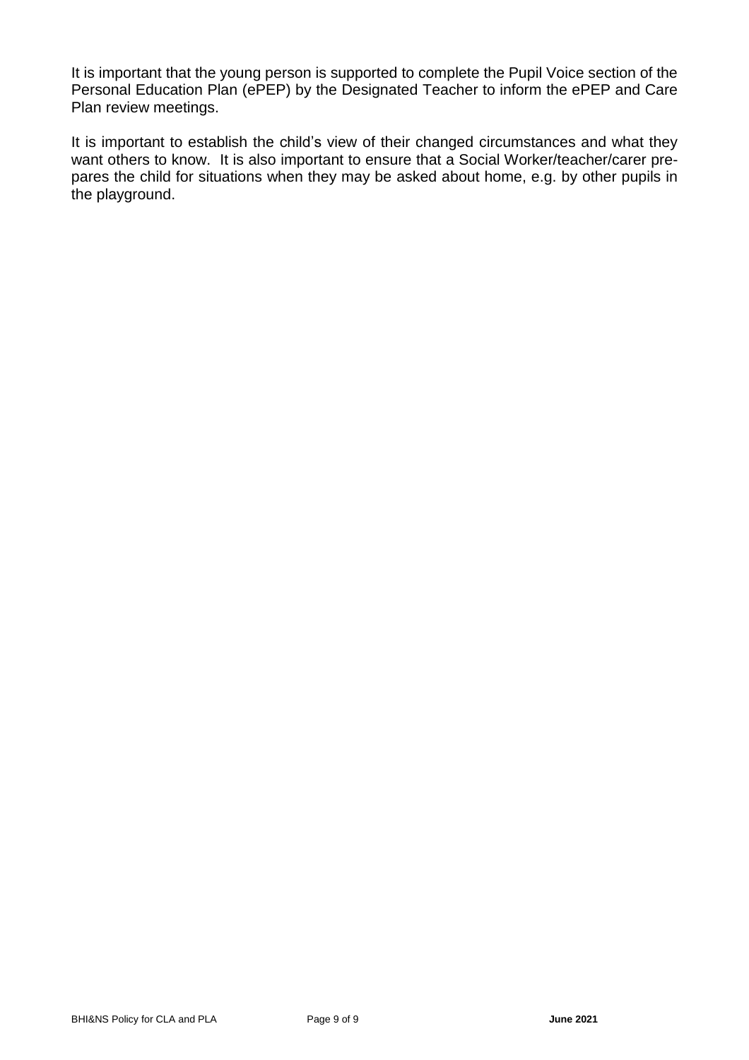It is important that the young person is supported to complete the Pupil Voice section of the Personal Education Plan (ePEP) by the Designated Teacher to inform the ePEP and Care Plan review meetings.

It is important to establish the child's view of their changed circumstances and what they want others to know. It is also important to ensure that a Social Worker/teacher/carer prepares the child for situations when they may be asked about home, e.g. by other pupils in the playground.